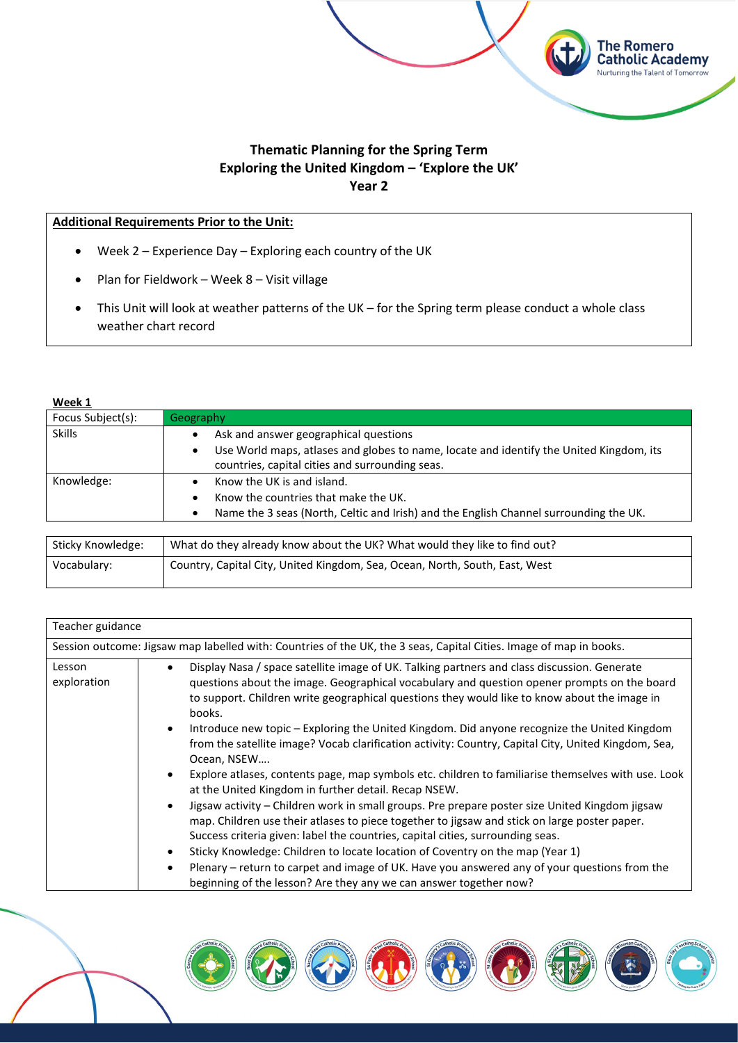# Thematic Planning for the Spring Term
# Exploring the United Kingdom – 'Explore the UK'
# Year 2

**Additional Requirements Prior to the Unit:**

- Week 2 – Experience Day – Exploring each country of the UK
- Plan for Fieldwork – Week 8 – Visit village
- This Unit will look at weather patterns of the UK – for the Spring term please conduct a whole class weather chart record

**Week 1**

| Focus Subject(s): | Geography |
|---|---|
| Skills | • Ask and answer geographical questions<br>• Use World maps, atlases and globes to name, locate and identify the United Kingdom, its countries, capital cities and surrounding seas. |
| Knowledge: | • Know the UK is and island.<br>• Know the countries that make the UK.<br>• Name the 3 seas (North, Celtic and Irish) and the English Channel surrounding the UK. |

| Sticky Knowledge: | What do they already know about the UK? What would they like to find out? |
|---|---|
| Vocabulary: | Country, Capital City, United Kingdom, Sea, Ocean, North, South, East, West |

| Teacher guidance | |
|---|---|
| Session outcome: Jigsaw map labelled with: Countries of the UK, the 3 seas, Capital Cities. Image of map in books. | |
| Lesson exploration | • Display Nasa / space satellite image of UK. Talking partners and class discussion. Generate questions about the image. Geographical vocabulary and question opener prompts on the board to support. Children write geographical questions they would like to know about the image in books.<br>• Introduce new topic – Exploring the United Kingdom. Did anyone recognize the United Kingdom from the satellite image? Vocab clarification activity: Country, Capital City, United Kingdom, Sea, Ocean, NSEW….<br>• Explore atlases, contents page, map symbols etc. children to familiarise themselves with use. Look at the United Kingdom in further detail. Recap NSEW.<br>• Jigsaw activity – Children work in small groups. Pre prepare poster size United Kingdom jigsaw map. Children use their atlases to piece together to jigsaw and stick on large poster paper. Success criteria given: label the countries, capital cities, surrounding seas.<br>• Sticky Knowledge: Children to locate location of Coventry on the map (Year 1)<br>• Plenary – return to carpet and image of UK. Have you answered any of your questions from the beginning of the lesson? Are they any we can answer together now? |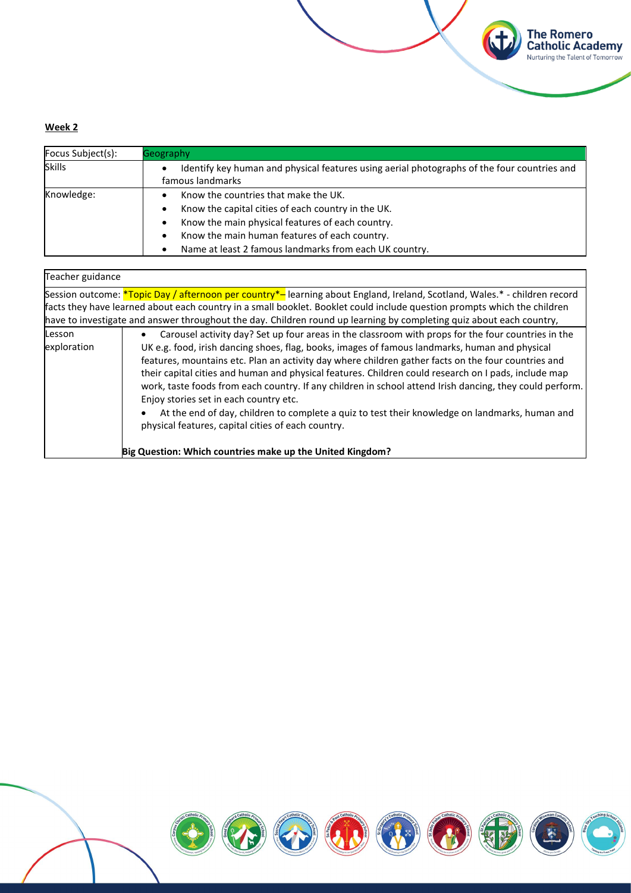**Week 2**

| Focus Subject(s): | Geography |
|---|---|
| Skills | • Identify key human and physical features using aerial photographs of the four countries and famous landmarks |
| Knowledge: | • Know the countries that make the UK.<br>• Know the capital cities of each country in the UK.<br>• Know the main physical features of each country.<br>• Know the main human features of each country.<br>• Name at least 2 famous landmarks from each UK country. |

| Teacher guidance | |
|---|---|
| Session outcome: *Topic Day / afternoon per country*– learning about England, Ireland, Scotland, Wales.* - children record facts they have learned about each country in a small booklet. Booklet could include question prompts which the children have to investigate and answer throughout the day. Children round up learning by completing quiz about each country, | |
| Lesson exploration | • Carousel activity day? Set up four areas in the classroom with props for the four countries in the UK e.g. food, irish dancing shoes, flag, books, images of famous landmarks, human and physical features, mountains etc. Plan an activity day where children gather facts on the four countries and their capital cities and human and physical features. Children could research on I pads, include map work, taste foods from each country. If any children in school attend Irish dancing, they could perform. Enjoy stories set in each country etc.<br>• At the end of day, children to complete a quiz to test their knowledge on landmarks, human and physical features, capital cities of each country.<br><br>**Big Question: Which countries make up the United Kingdom?** |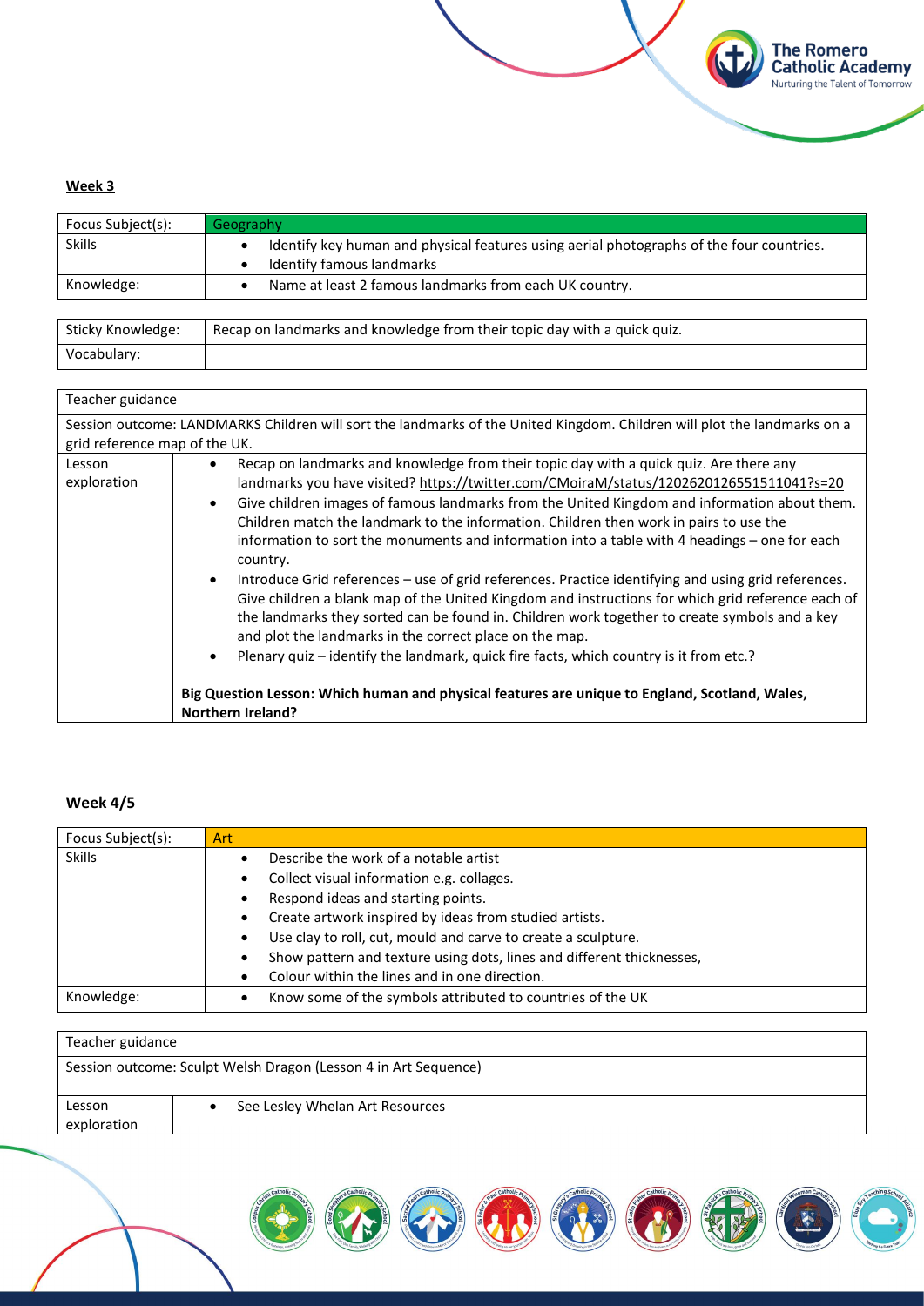**Week 3**

| Focus Subject(s): | Geography |
| --- | --- |
| Skills | • Identify key human and physical features using aerial photographs of the four countries.<br>• Identify famous landmarks |
| Knowledge: | • Name at least 2 famous landmarks from each UK country. |

| Sticky Knowledge: | Recap on landmarks and knowledge from their topic day with a quick quiz. |
| --- | --- |
| Vocabulary: | |

| Teacher guidance | |
| --- | --- |
| Session outcome: LANDMARKS Children will sort the landmarks of the United Kingdom. Children will plot the landmarks on a grid reference map of the UK. | |
| Lesson exploration | • Recap on landmarks and knowledge from their topic day with a quick quiz. Are there any landmarks you have visited? https://twitter.com/CMoiraM/status/1202620126551511041?s=20<br>• Give children images of famous landmarks from the United Kingdom and information about them. Children match the landmark to the information. Children then work in pairs to use the information to sort the monuments and information into a table with 4 headings – one for each country.<br>• Introduce Grid references – use of grid references. Practice identifying and using grid references. Give children a blank map of the United Kingdom and instructions for which grid reference each of the landmarks they sorted can be found in. Children work together to create symbols and a key and plot the landmarks in the correct place on the map.<br>• Plenary quiz – identify the landmark, quick fire facts, which country is it from etc.?<br><br>**Big Question Lesson: Which human and physical features are unique to England, Scotland, Wales, Northern Ireland?** |

**Week 4/5**

| Focus Subject(s): | Art |
| --- | --- |
| Skills | • Describe the work of a notable artist<br>• Collect visual information e.g. collages.<br>• Respond ideas and starting points.<br>• Create artwork inspired by ideas from studied artists.<br>• Use clay to roll, cut, mould and carve to create a sculpture.<br>• Show pattern and texture using dots, lines and different thicknesses,<br>• Colour within the lines and in one direction. |
| Knowledge: | • Know some of the symbols attributed to countries of the UK |

| Teacher guidance | |
| --- | --- |
| Session outcome: Sculpt Welsh Dragon (Lesson 4 in Art Sequence) | |
| Lesson exploration | • See Lesley Whelan Art Resources |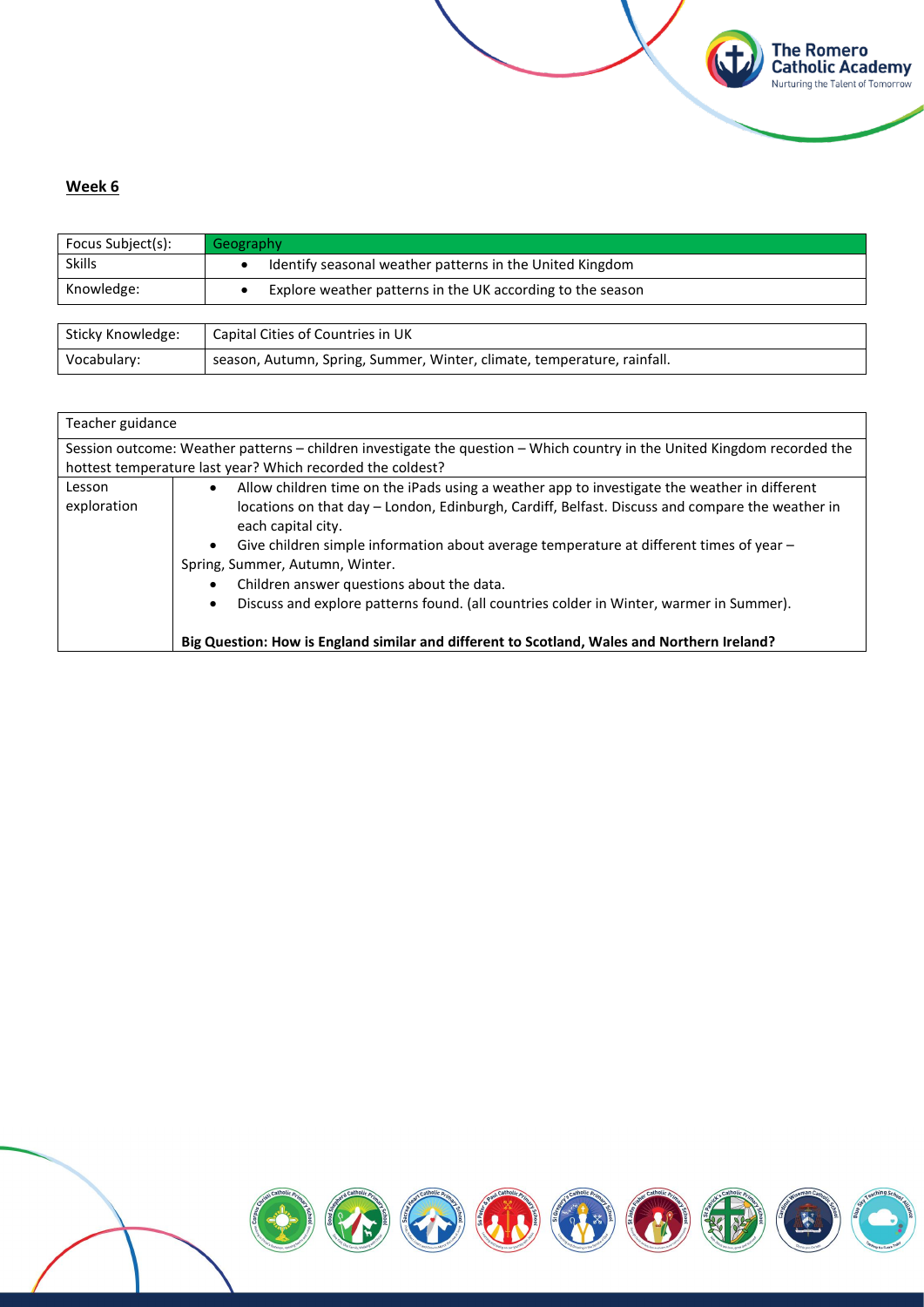**Week 6**

| Focus Subject(s): | Geography |
| --- | --- |
| Skills | • Identify seasonal weather patterns in the United Kingdom |
| Knowledge: | • Explore weather patterns in the UK according to the season |

| Sticky Knowledge: | Capital Cities of Countries in UK |
| --- | --- |
| Vocabulary: | season, Autumn, Spring, Summer, Winter, climate, temperature, rainfall. |

| Teacher guidance | |
| --- | --- |
| Session outcome: Weather patterns – children investigate the question – Which country in the United Kingdom recorded the hottest temperature last year? Which recorded the coldest? | |
| Lesson exploration | • Allow children time on the iPads using a weather app to investigate the weather in different locations on that day – London, Edinburgh, Cardiff, Belfast. Discuss and compare the weather in each capital city.<br>• Give children simple information about average temperature at different times of year – Spring, Summer, Autumn, Winter.<br>• Children answer questions about the data.<br>• Discuss and explore patterns found. (all countries colder in Winter, warmer in Summer).<br><br>**Big Question: How is England similar and different to Scotland, Wales and Northern Ireland?** |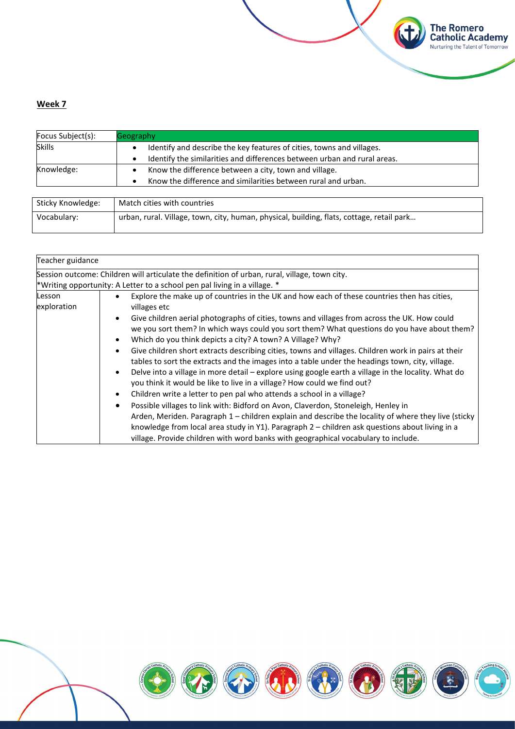**Week 7**

| Focus Subject(s): | Geography |
| --- | --- |
| Skills | • Identify and describe the key features of cities, towns and villages.<br>• Identify the similarities and differences between urban and rural areas. |
| Knowledge: | • Know the difference between a city, town and village.<br>• Know the difference and similarities between rural and urban. |

| Sticky Knowledge: | Match cities with countries |
| --- | --- |
| Vocabulary: | urban, rural. Village, town, city, human, physical, building, flats, cottage, retail park… |

| Teacher guidance | |
| --- | --- |
| Session outcome: Children will articulate the definition of urban, rural, village, town city.<br>*Writing opportunity: A Letter to a school pen pal living in a village. * | |
| Lesson exploration | • Explore the make up of countries in the UK and how each of these countries then has cities, villages etc<br>• Give children aerial photographs of cities, towns and villages from across the UK. How could we you sort them? In which ways could you sort them? What questions do you have about them?<br>• Which do you think depicts a city? A town? A Village? Why?<br>• Give children short extracts describing cities, towns and villages. Children work in pairs at their tables to sort the extracts and the images into a table under the headings town, city, village.<br>• Delve into a village in more detail – explore using google earth a village in the locality. What do you think it would be like to live in a village? How could we find out?<br>• Children write a letter to pen pal who attends a school in a village?<br>• Possible villages to link with: Bidford on Avon, Claverdon, Stoneleigh, Henley in Arden, Meriden. Paragraph 1 – children explain and describe the locality of where they live (sticky knowledge from local area study in Y1). Paragraph 2 – children ask questions about living in a village. Provide children with word banks with geographical vocabulary to include. |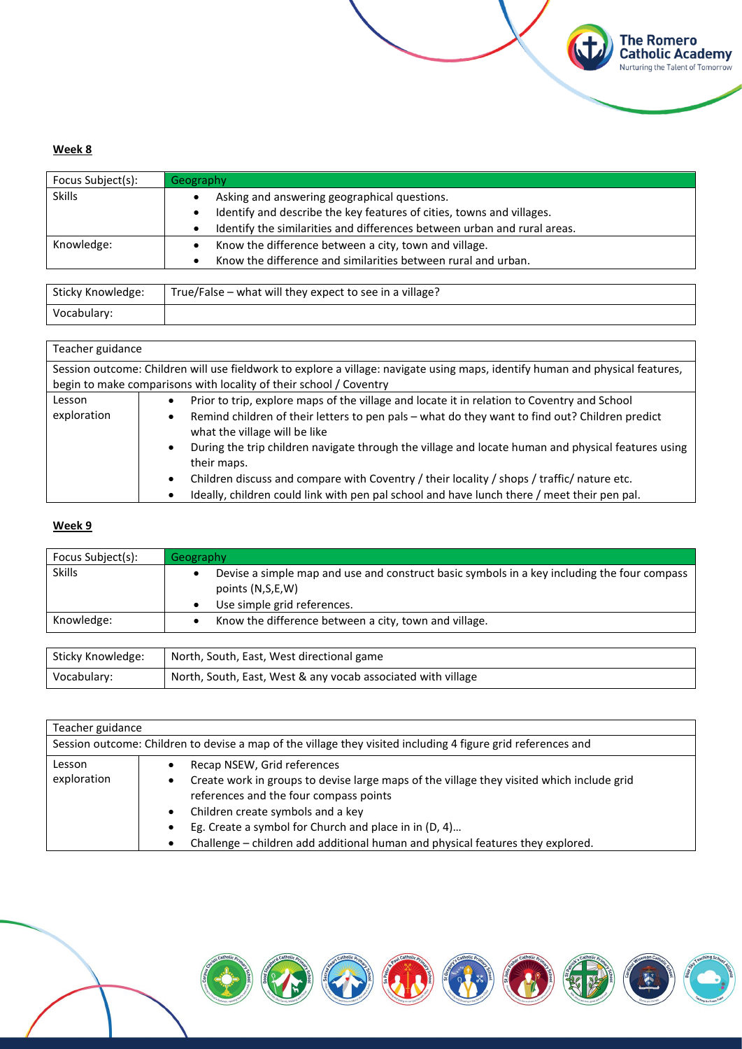**Week 8**

| Focus Subject(s): | Geography |
|---|---|
| Skills | • Asking and answering geographical questions.<br>• Identify and describe the key features of cities, towns and villages.<br>• Identify the similarities and differences between urban and rural areas. |
| Knowledge: | • Know the difference between a city, town and village.<br>• Know the difference and similarities between rural and urban. |

| Sticky Knowledge: | True/False – what will they expect to see in a village? |
|---|---|
| Vocabulary: | |

| Teacher guidance | |
|---|---|
| Session outcome: Children will use fieldwork to explore a village: navigate using maps, identify human and physical features, begin to make comparisons with locality of their school / Coventry | |
| Lesson exploration | • Prior to trip, explore maps of the village and locate it in relation to Coventry and School<br>• Remind children of their letters to pen pals – what do they want to find out? Children predict what the village will be like<br>• During the trip children navigate through the village and locate human and physical features using their maps.<br>• Children discuss and compare with Coventry / their locality / shops / traffic/ nature etc.<br>• Ideally, children could link with pen pal school and have lunch there / meet their pen pal. |

**Week 9**

| Focus Subject(s): | Geography |
|---|---|
| Skills | • Devise a simple map and use and construct basic symbols in a key including the four compass points (N,S,E,W)<br>• Use simple grid references. |
| Knowledge: | • Know the difference between a city, town and village. |

| Sticky Knowledge: | North, South, East, West directional game |
|---|---|
| Vocabulary: | North, South, East, West & any vocab associated with village |

| Teacher guidance | |
|---|---|
| Session outcome: Children to devise a map of the village they visited including 4 figure grid references and | |
| Lesson exploration | • Recap NSEW, Grid references<br>• Create work in groups to devise large maps of the village they visited which include grid references and the four compass points<br>• Children create symbols and a key<br>• Eg. Create a symbol for Church and place in in (D, 4)…<br>• Challenge – children add additional human and physical features they explored. |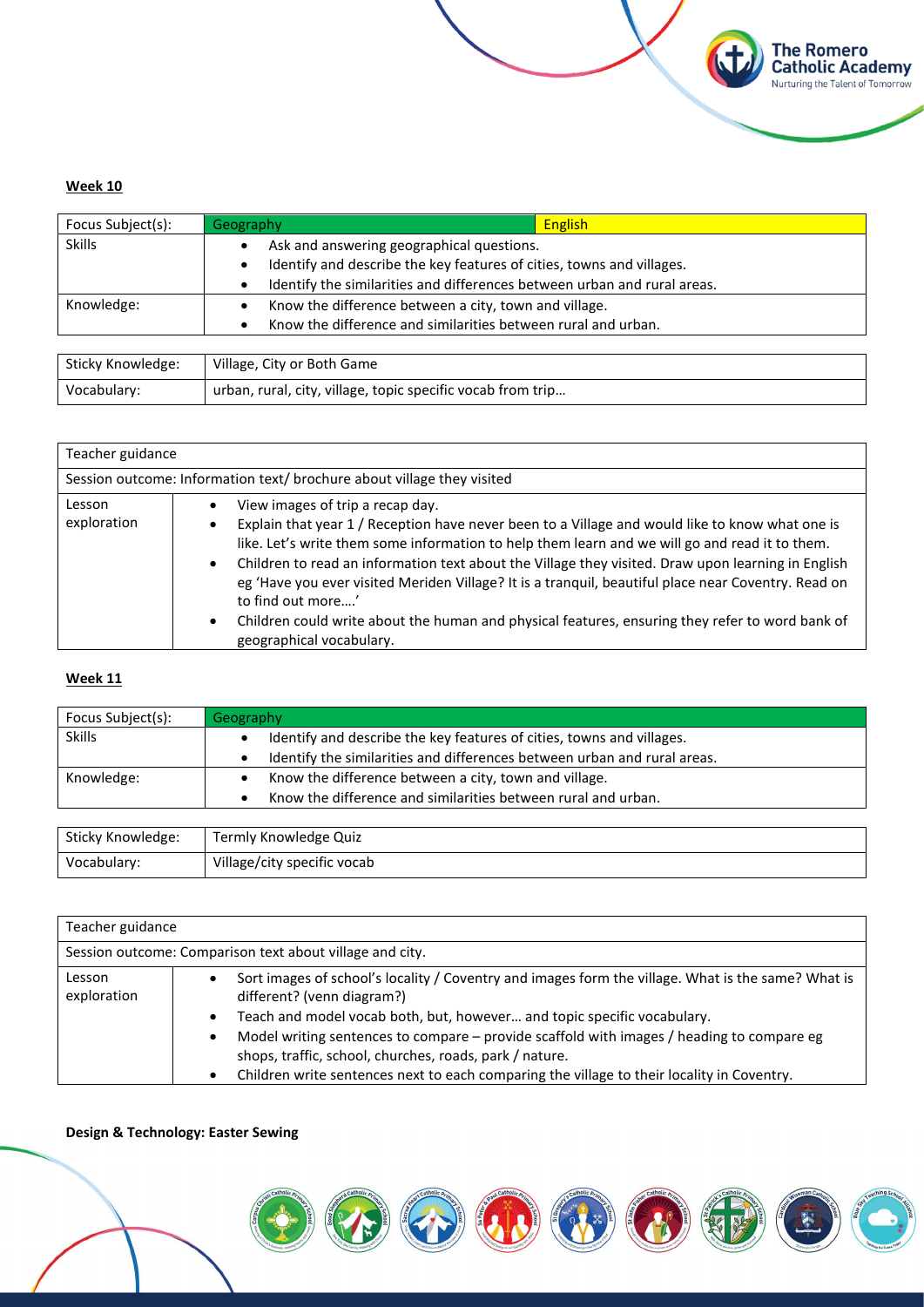**Week 10**

| | | |
|---|---|---|
| Focus Subject(s): | Geography | English |
| Skills | • Ask and answering geographical questions.<br>• Identify and describe the key features of cities, towns and villages.<br>• Identify the similarities and differences between urban and rural areas. | |
| Knowledge: | • Know the difference between a city, town and village.<br>• Know the difference and similarities between rural and urban. | |

| | |
|---|---|
| Sticky Knowledge: | Village, City or Both Game |
| Vocabulary: | urban, rural, city, village, topic specific vocab from trip… |

| | |
|---|---|
| Teacher guidance | |
| Session outcome: Information text/ brochure about village they visited | |
| Lesson exploration | • View images of trip a recap day.<br>• Explain that year 1 / Reception have never been to a Village and would like to know what one is like. Let's write them some information to help them learn and we will go and read it to them.<br>• Children to read an information text about the Village they visited. Draw upon learning in English eg 'Have you ever visited Meriden Village? It is a tranquil, beautiful place near Coventry. Read on to find out more….'<br>• Children could write about the human and physical features, ensuring they refer to word bank of geographical vocabulary. |

**Week 11**

| | |
|---|---|
| Focus Subject(s): | Geography |
| Skills | • Identify and describe the key features of cities, towns and villages.<br>• Identify the similarities and differences between urban and rural areas. |
| Knowledge: | • Know the difference between a city, town and village.<br>• Know the difference and similarities between rural and urban. |

| | |
|---|---|
| Sticky Knowledge: | Termly Knowledge Quiz |
| Vocabulary: | Village/city specific vocab |

| | |
|---|---|
| Teacher guidance | |
| Session outcome: Comparison text about village and city. | |
| Lesson exploration | • Sort images of school's locality / Coventry and images form the village. What is the same? What is different? (venn diagram?)<br>• Teach and model vocab both, but, however… and topic specific vocabulary.<br>• Model writing sentences to compare – provide scaffold with images / heading to compare eg shops, traffic, school, churches, roads, park / nature.<br>• Children write sentences next to each comparing the village to their locality in Coventry. |

**Design & Technology: Easter Sewing**